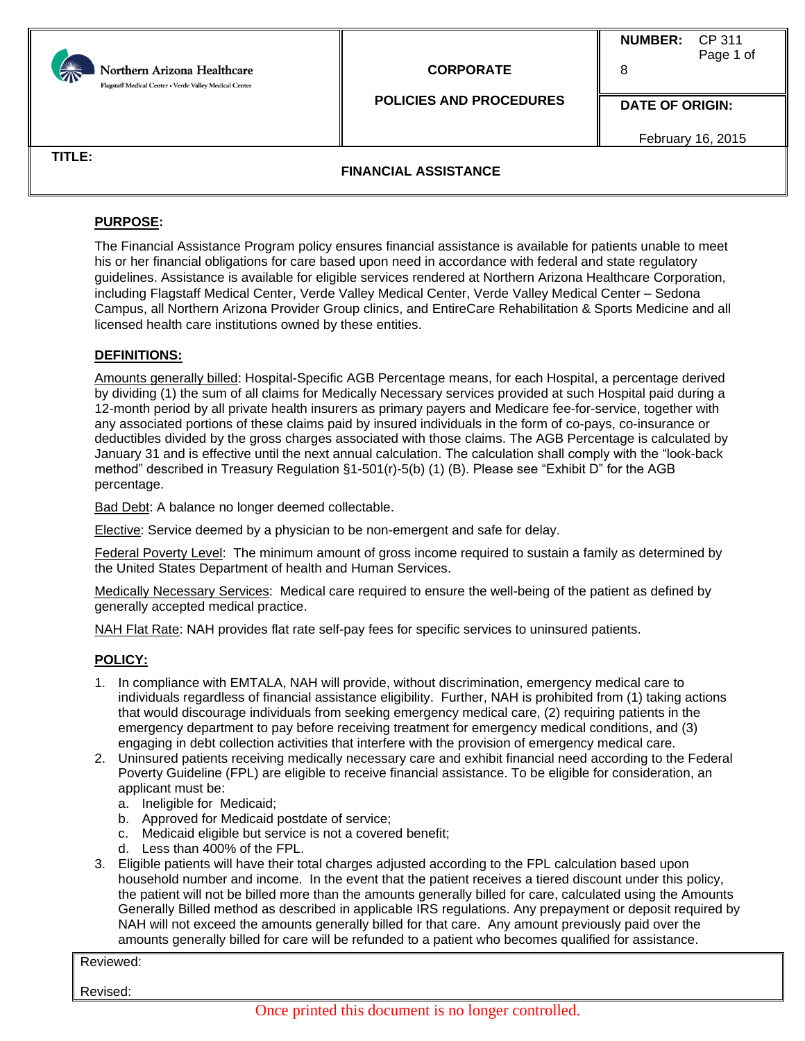| Northern Arizona Healthcare<br>Flagstaff Medical Center • Verde Valley Medical Center | CORPORATE<br><br>POLICIES AND PROCEDURES | NUMBER: CP 311 |
|---|---|---|
| | | DATE OF ORIGIN:<br>February 16, 2015 |

**TITLE:** **FINANCIAL ASSISTANCE**

## PURPOSE:

The Financial Assistance Program policy ensures financial assistance is available for patients unable to meet his or her financial obligations for care based upon need in accordance with federal and state regulatory guidelines. Assistance is available for eligible services rendered at Northern Arizona Healthcare Corporation, including Flagstaff Medical Center, Verde Valley Medical Center, Verde Valley Medical Center – Sedona Campus, all Northern Arizona Provider Group clinics, and EntireCare Rehabilitation & Sports Medicine and all licensed health care institutions owned by these entities.

## DEFINITIONS:

Amounts generally billed: Hospital-Specific AGB Percentage means, for each Hospital, a percentage derived by dividing (1) the sum of all claims for Medically Necessary services provided at such Hospital paid during a 12-month period by all private health insurers as primary payers and Medicare fee-for-service, together with any associated portions of these claims paid by insured individuals in the form of co-pays, co-insurance or deductibles divided by the gross charges associated with those claims. The AGB Percentage is calculated by January 31 and is effective until the next annual calculation. The calculation shall comply with the "look-back method" described in Treasury Regulation §1-501(r)-5(b) (1) (B). Please see "Exhibit D" for the AGB percentage.

Bad Debt: A balance no longer deemed collectable.

Elective: Service deemed by a physician to be non-emergent and safe for delay.

Federal Poverty Level: The minimum amount of gross income required to sustain a family as determined by the United States Department of health and Human Services.

Medically Necessary Services: Medical care required to ensure the well-being of the patient as defined by generally accepted medical practice.

NAH Flat Rate: NAH provides flat rate self-pay fees for specific services to uninsured patients.

## POLICY:

1. In compliance with EMTALA, NAH will provide, without discrimination, emergency medical care to individuals regardless of financial assistance eligibility. Further, NAH is prohibited from (1) taking actions that would discourage individuals from seeking emergency medical care, (2) requiring patients in the emergency department to pay before receiving treatment for emergency medical conditions, and (3) engaging in debt collection activities that interfere with the provision of emergency medical care.
2. Uninsured patients receiving medically necessary care and exhibit financial need according to the Federal Poverty Guideline (FPL) are eligible to receive financial assistance. To be eligible for consideration, an applicant must be:
   a. Ineligible for Medicaid;
   b. Approved for Medicaid postdate of service;
   c. Medicaid eligible but service is not a covered benefit;
   d. Less than 400% of the FPL.
3. Eligible patients will have their total charges adjusted according to the FPL calculation based upon household number and income. In the event that the patient receives a tiered discount under this policy, the patient will not be billed more than the amounts generally billed for care, calculated using the Amounts Generally Billed method as described in applicable IRS regulations. Any prepayment or deposit required by NAH will not exceed the amounts generally billed for that care. Any amount previously paid over the amounts generally billed for care will be refunded to a patient who becomes qualified for assistance.

Reviewed:

Revised:

Once printed this document is no longer controlled.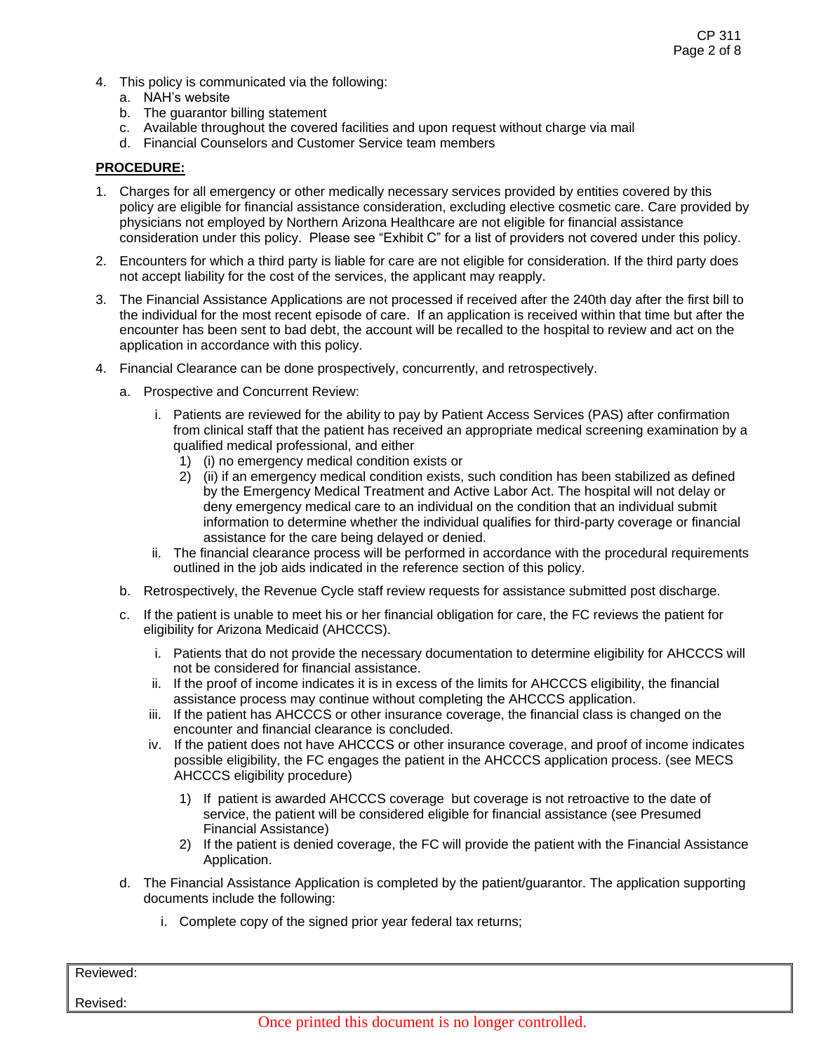4. This policy is communicated via the following:
   a. NAH's website
   b. The guarantor billing statement
   c. Available throughout the covered facilities and upon request without charge via mail
   d. Financial Counselors and Customer Service team members

**PROCEDURE:**

1. Charges for all emergency or other medically necessary services provided by entities covered by this policy are eligible for financial assistance consideration, excluding elective cosmetic care. Care provided by physicians not employed by Northern Arizona Healthcare are not eligible for financial assistance consideration under this policy. Please see "Exhibit C" for a list of providers not covered under this policy.

2. Encounters for which a third party is liable for care are not eligible for consideration. If the third party does not accept liability for the cost of the services, the applicant may reapply.

3. The Financial Assistance Applications are not processed if received after the 240th day after the first bill to the individual for the most recent episode of care. If an application is received within that time but after the encounter has been sent to bad debt, the account will be recalled to the hospital to review and act on the application in accordance with this policy.

4. Financial Clearance can be done prospectively, concurrently, and retrospectively.

   a. Prospective and Concurrent Review:

      i. Patients are reviewed for the ability to pay by Patient Access Services (PAS) after confirmation from clinical staff that the patient has received an appropriate medical screening examination by a qualified medical professional, and either
         1) (i) no emergency medical condition exists or
         2) (ii) if an emergency medical condition exists, such condition has been stabilized as defined by the Emergency Medical Treatment and Active Labor Act. The hospital will not delay or deny emergency medical care to an individual on the condition that an individual submit information to determine whether the individual qualifies for third-party coverage or financial assistance for the care being delayed or denied.

      ii. The financial clearance process will be performed in accordance with the procedural requirements outlined in the job aids indicated in the reference section of this policy.

   b. Retrospectively, the Revenue Cycle staff review requests for assistance submitted post discharge.

   c. If the patient is unable to meet his or her financial obligation for care, the FC reviews the patient for eligibility for Arizona Medicaid (AHCCCS).

      i. Patients that do not provide the necessary documentation to determine eligibility for AHCCCS will not be considered for financial assistance.
      ii. If the proof of income indicates it is in excess of the limits for AHCCCS eligibility, the financial assistance process may continue without completing the AHCCCS application.
      iii. If the patient has AHCCCS or other insurance coverage, the financial class is changed on the encounter and financial clearance is concluded.
      iv. If the patient does not have AHCCCS or other insurance coverage, and proof of income indicates possible eligibility, the FC engages the patient in the AHCCCS application process. (see MECS AHCCCS eligibility procedure)

         1) If patient is awarded AHCCCS coverage but coverage is not retroactive to the date of service, the patient will be considered eligible for financial assistance (see Presumed Financial Assistance)
         2) If the patient is denied coverage, the FC will provide the patient with the Financial Assistance Application.

   d. The Financial Assistance Application is completed by the patient/guarantor. The application supporting documents include the following:

      i. Complete copy of the signed prior year federal tax returns;

Reviewed:

Revised:

Once printed this document is no longer controlled.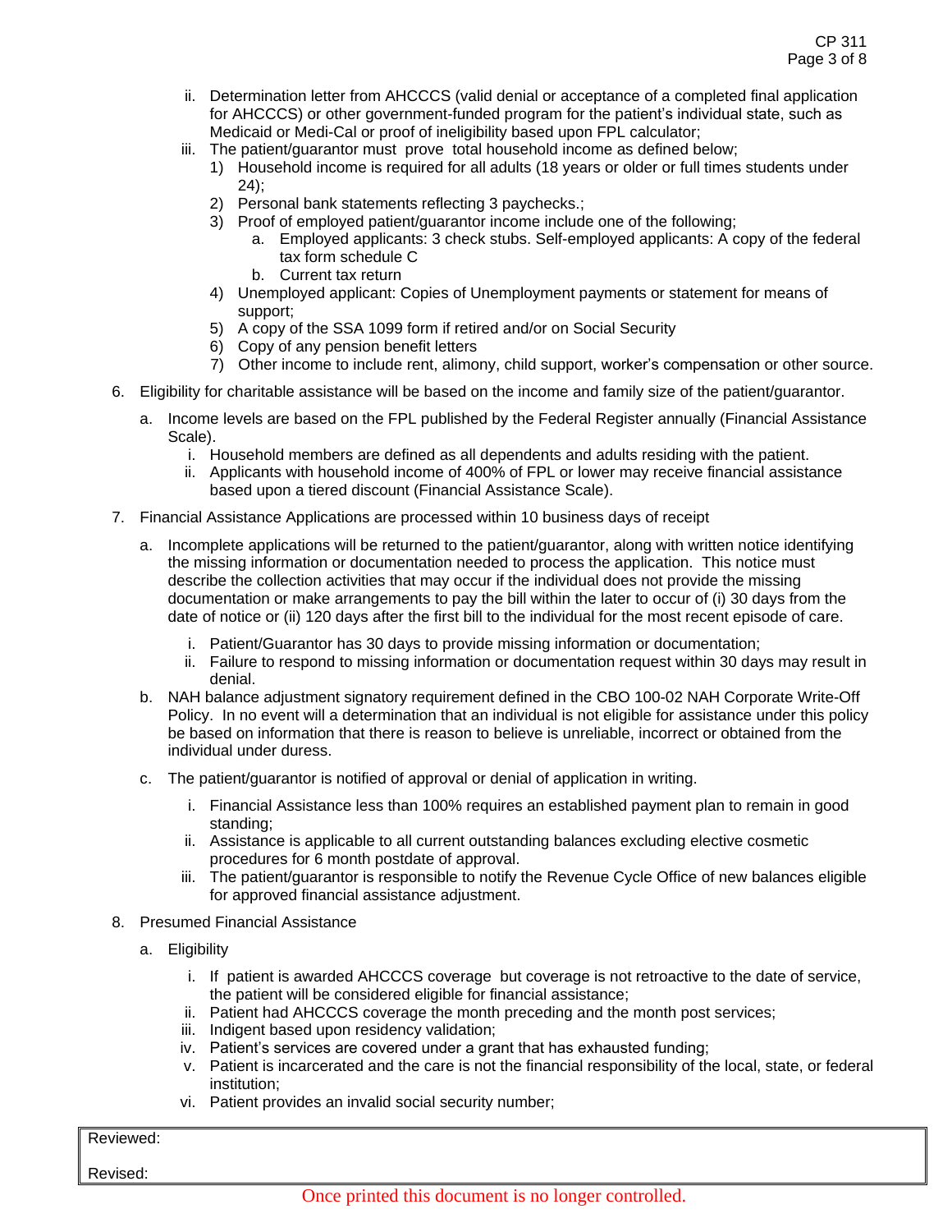ii. Determination letter from AHCCCS (valid denial or acceptance of a completed final application for AHCCCS) or other government-funded program for the patient's individual state, such as Medicaid or Medi-Cal or proof of ineligibility based upon FPL calculator;
   iii. The patient/guarantor must prove total household income as defined below;
      1) Household income is required for all adults (18 years or older or full times students under 24);
      2) Personal bank statements reflecting 3 paychecks.;
      3) Proof of employed patient/guarantor income include one of the following;
         a. Employed applicants: 3 check stubs. Self-employed applicants: A copy of the federal tax form schedule C
         b. Current tax return
      4) Unemployed applicant: Copies of Unemployment payments or statement for means of support;
      5) A copy of the SSA 1099 form if retired and/or on Social Security
      6) Copy of any pension benefit letters
      7) Other income to include rent, alimony, child support, worker's compensation or other source.

6. Eligibility for charitable assistance will be based on the income and family size of the patient/guarantor.
   a. Income levels are based on the FPL published by the Federal Register annually (Financial Assistance Scale).
      i. Household members are defined as all dependents and adults residing with the patient.
      ii. Applicants with household income of 400% of FPL or lower may receive financial assistance based upon a tiered discount (Financial Assistance Scale).

7. Financial Assistance Applications are processed within 10 business days of receipt
   a. Incomplete applications will be returned to the patient/guarantor, along with written notice identifying the missing information or documentation needed to process the application. This notice must describe the collection activities that may occur if the individual does not provide the missing documentation or make arrangements to pay the bill within the later to occur of (i) 30 days from the date of notice or (ii) 120 days after the first bill to the individual for the most recent episode of care.
      i. Patient/Guarantor has 30 days to provide missing information or documentation;
      ii. Failure to respond to missing information or documentation request within 30 days may result in denial.
   b. NAH balance adjustment signatory requirement defined in the CBO 100-02 NAH Corporate Write-Off Policy. In no event will a determination that an individual is not eligible for assistance under this policy be based on information that there is reason to believe is unreliable, incorrect or obtained from the individual under duress.
   c. The patient/guarantor is notified of approval or denial of application in writing.
      i. Financial Assistance less than 100% requires an established payment plan to remain in good standing;
      ii. Assistance is applicable to all current outstanding balances excluding elective cosmetic procedures for 6 month postdate of approval.
      iii. The patient/guarantor is responsible to notify the Revenue Cycle Office of new balances eligible for approved financial assistance adjustment.

8. Presumed Financial Assistance
   a. Eligibility
      i. If patient is awarded AHCCCS coverage but coverage is not retroactive to the date of service, the patient will be considered eligible for financial assistance;
      ii. Patient had AHCCCS coverage the month preceding and the month post services;
      iii. Indigent based upon residency validation;
      iv. Patient's services are covered under a grant that has exhausted funding;
      v. Patient is incarcerated and the care is not the financial responsibility of the local, state, or federal institution;
      vi. Patient provides an invalid social security number;

Reviewed:

Revised: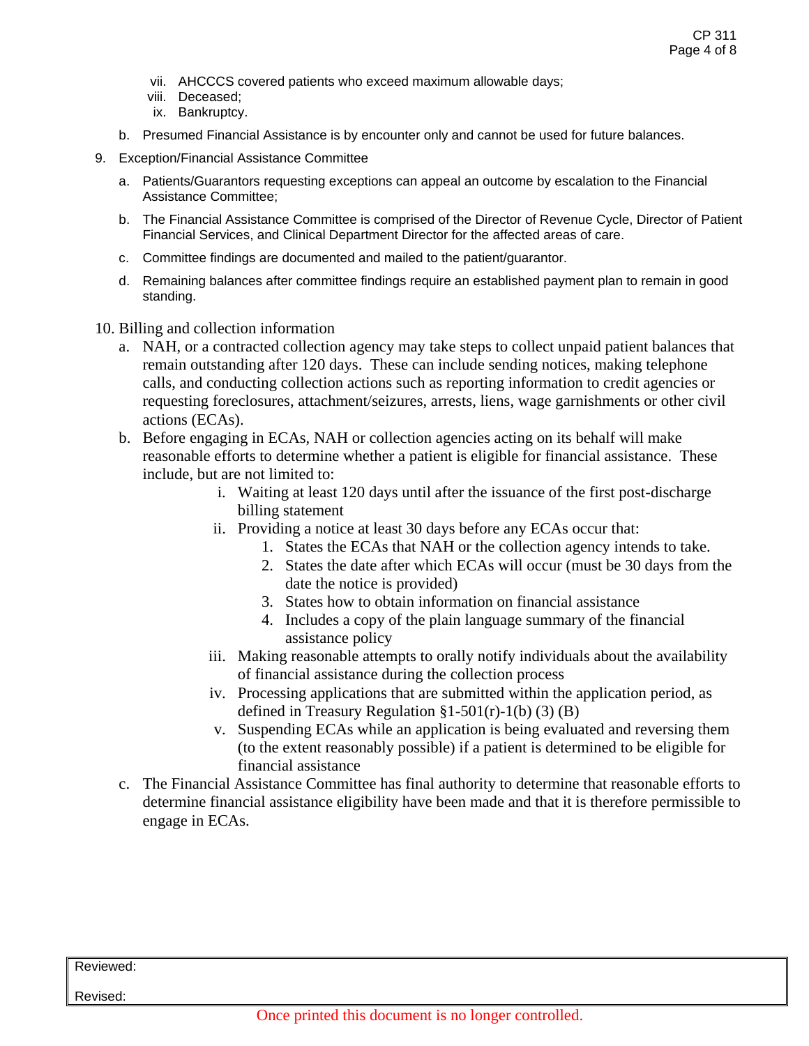vii. AHCCCS covered patients who exceed maximum allowable days;
viii. Deceased;
ix. Bankruptcy.

b. Presumed Financial Assistance is by encounter only and cannot be used for future balances.

9. Exception/Financial Assistance Committee

   a. Patients/Guarantors requesting exceptions can appeal an outcome by escalation to the Financial Assistance Committee;

   b. The Financial Assistance Committee is comprised of the Director of Revenue Cycle, Director of Patient Financial Services, and Clinical Department Director for the affected areas of care.

   c. Committee findings are documented and mailed to the patient/guarantor.

   d. Remaining balances after committee findings require an established payment plan to remain in good standing.

10. Billing and collection information

   a. NAH, or a contracted collection agency may take steps to collect unpaid patient balances that remain outstanding after 120 days. These can include sending notices, making telephone calls, and conducting collection actions such as reporting information to credit agencies or requesting foreclosures, attachment/seizures, arrests, liens, wage garnishments or other civil actions (ECAs).

   b. Before engaging in ECAs, NAH or collection agencies acting on its behalf will make reasonable efforts to determine whether a patient is eligible for financial assistance. These include, but are not limited to:

      i. Waiting at least 120 days until after the issuance of the first post-discharge billing statement

      ii. Providing a notice at least 30 days before any ECAs occur that:
         1. States the ECAs that NAH or the collection agency intends to take.
         2. States the date after which ECAs will occur (must be 30 days from the date the notice is provided)
         3. States how to obtain information on financial assistance
         4. Includes a copy of the plain language summary of the financial assistance policy

      iii. Making reasonable attempts to orally notify individuals about the availability of financial assistance during the collection process

      iv. Processing applications that are submitted within the application period, as defined in Treasury Regulation §1-501(r)-1(b) (3) (B)

      v. Suspending ECAs while an application is being evaluated and reversing them (to the extent reasonably possible) if a patient is determined to be eligible for financial assistance

   c. The Financial Assistance Committee has final authority to determine that reasonable efforts to determine financial assistance eligibility have been made and that it is therefore permissible to engage in ECAs.

| Reviewed: |
| --- |
| Revised: |

Once printed this document is no longer controlled.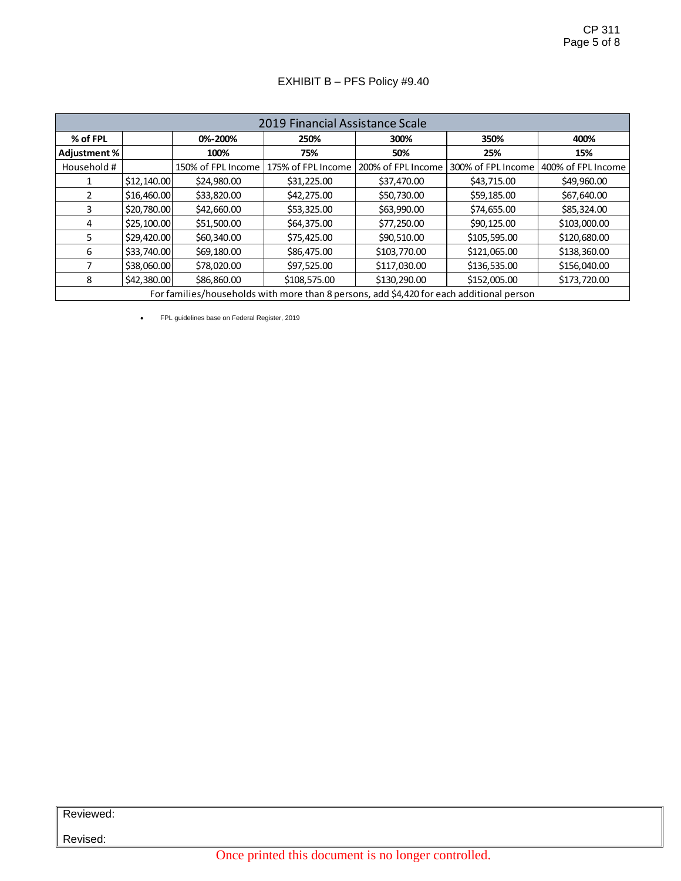EXHIBIT B – PFS Policy #9.40

| 2019 Financial Assistance Scale | | | | | | |
|---|---|---|---|---|---|---|
| **% of FPL** | | **0%-200%** | **250%** | **300%** | **350%** | **400%** |
| **Adjustment %** | | **100%** | **75%** | **50%** | **25%** | **15%** |
| Household # | | 150% of FPL Income | 175% of FPL Income | 200% of FPL Income | 300% of FPL Income | 400% of FPL Income |
| 1 | $12,140.00 | $24,980.00 | $31,225.00 | $37,470.00 | $43,715.00 | $49,960.00 |
| 2 | $16,460.00 | $33,820.00 | $42,275.00 | $50,730.00 | $59,185.00 | $67,640.00 |
| 3 | $20,780.00 | $42,660.00 | $53,325.00 | $63,990.00 | $74,655.00 | $85,324.00 |
| 4 | $25,100.00 | $51,500.00 | $64,375.00 | $77,250.00 | $90,125.00 | $103,000.00 |
| 5 | $29,420.00 | $60,340.00 | $75,425.00 | $90,510.00 | $105,595.00 | $120,680.00 |
| 6 | $33,740.00 | $69,180.00 | $86,475.00 | $103,770.00 | $121,065.00 | $138,360.00 |
| 7 | $38,060.00 | $78,020.00 | $97,525.00 | $117,030.00 | $136,535.00 | $156,040.00 |
| 8 | $42,380.00 | $86,860.00 | $108,575.00 | $130,290.00 | $152,005.00 | $173,720.00 |
| For families/households with more than 8 persons, add $4,420 for each additional person | | | | | | |

- FPL guidelines base on Federal Register, 2019

Reviewed:

Revised:

Once printed this document is no longer controlled.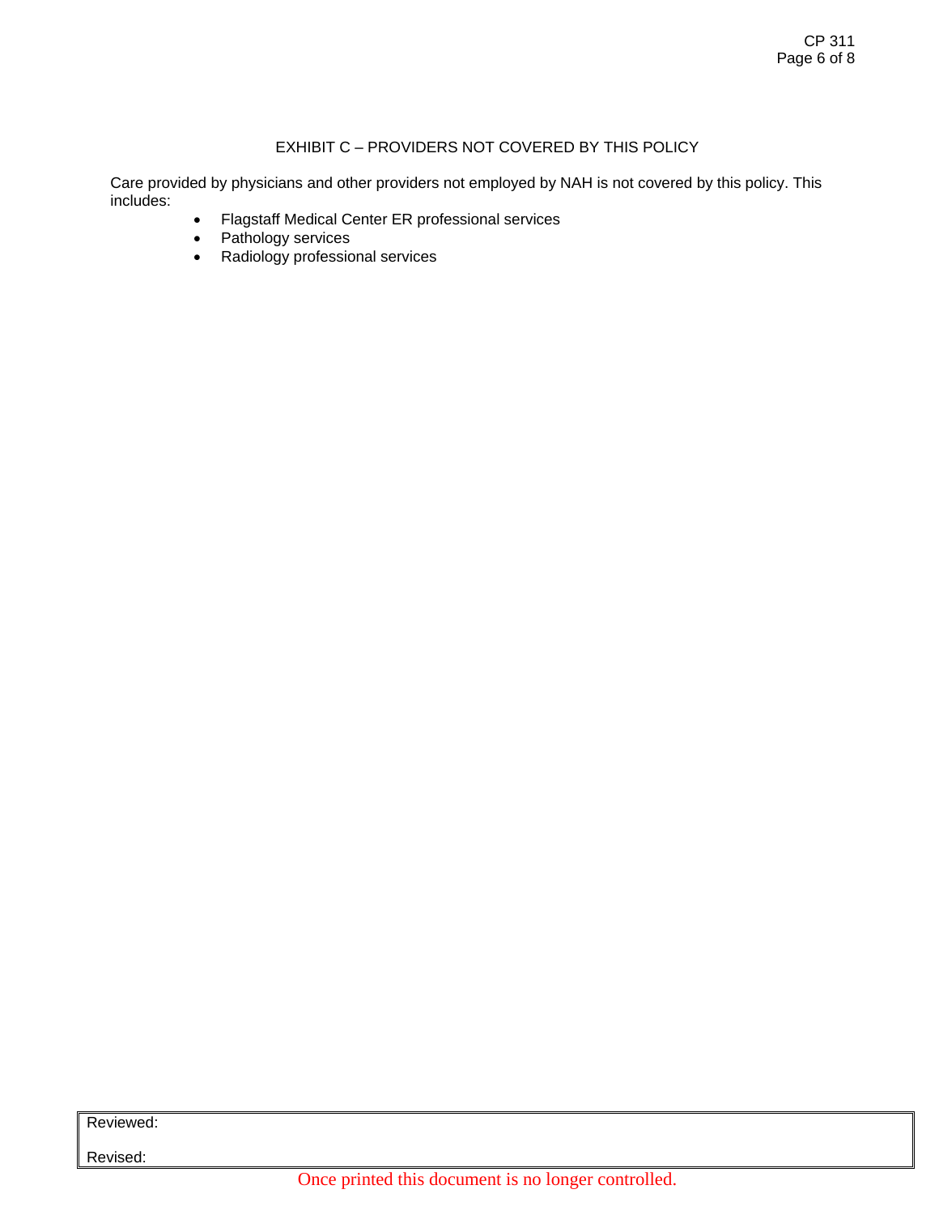## EXHIBIT C – PROVIDERS NOT COVERED BY THIS POLICY

Care provided by physicians and other providers not employed by NAH is not covered by this policy. This includes:

- Flagstaff Medical Center ER professional services
- Pathology services
- Radiology professional services

| Reviewed: |
|---|
| Revised: |

Once printed this document is no longer controlled.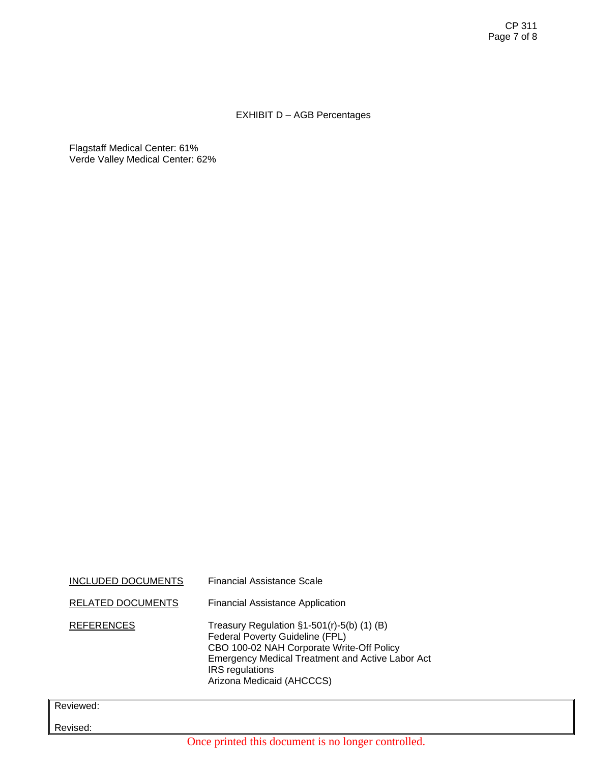## EXHIBIT D – AGB Percentages

Flagstaff Medical Center: 61%
Verde Valley Medical Center: 62%

| | |
|---|---|
| INCLUDED DOCUMENTS | Financial Assistance Scale |
| RELATED DOCUMENTS | Financial Assistance Application |
| REFERENCES | Treasury Regulation §1-501(r)-5(b) (1) (B)<br>Federal Poverty Guideline (FPL)<br>CBO 100-02 NAH Corporate Write-Off Policy<br>Emergency Medical Treatment and Active Labor Act<br>IRS regulations<br>Arizona Medicaid (AHCCCS) |

Reviewed:

Revised:

Once printed this document is no longer controlled.